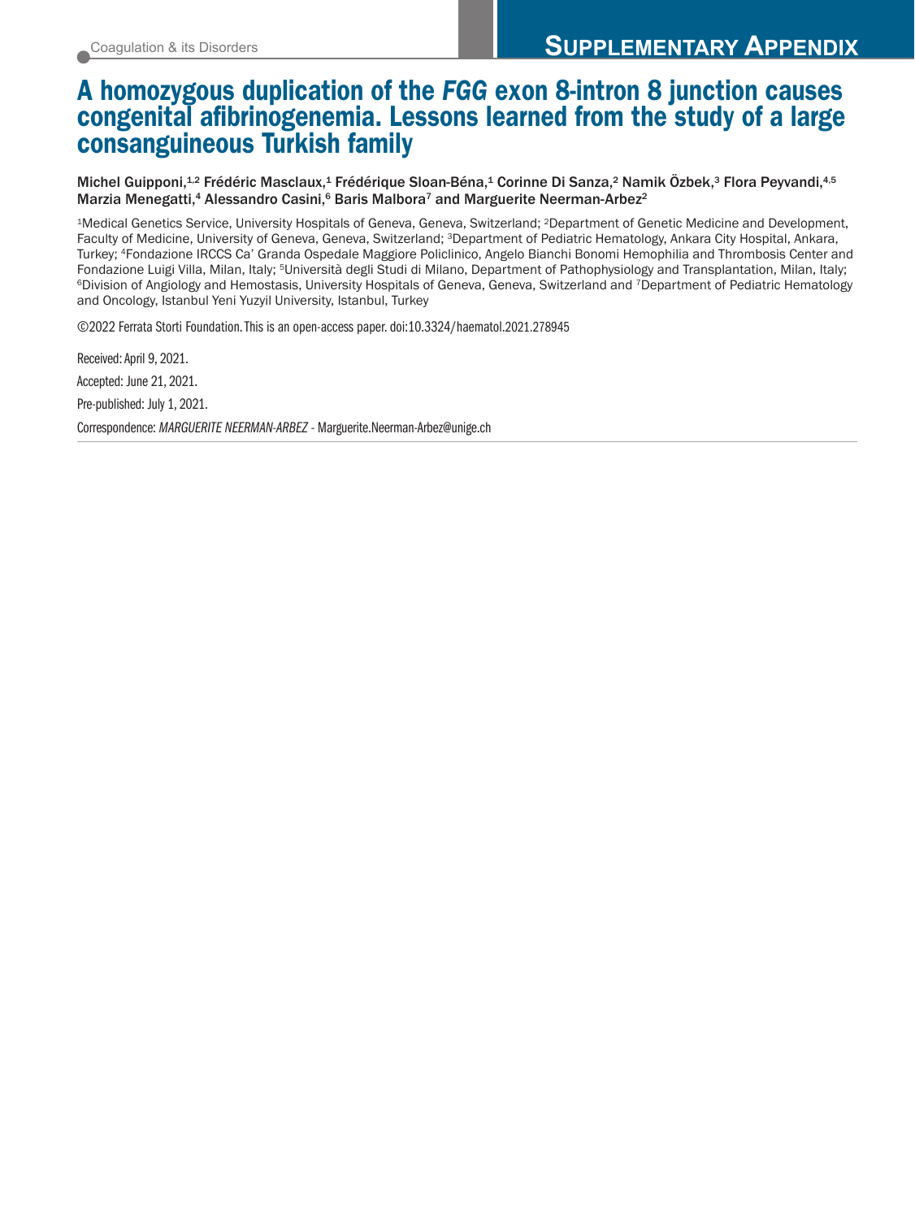# A homozygous duplication of the *FGG* exon 8-intron 8 junction causes congenital afibrinogenemia. Lessons learned from the study of a large consanguineous Turkish family

**Michel Guipponi,[1,2] Frédéric Masclaux,[1] Frédérique Sloan-Béna,[1] Corinne Di Sanza,[2] Namik Özbek,[3] Flora Peyvandi,[4,5] Marzia Menegatti,[4] Alessandro Casini,[6] Baris Malbora[7] and Marguerite Neerman-Arbez[2]**

[1]Medical Genetics Service, University Hospitals of Geneva, Geneva, Switzerland; [2]Department of Genetic Medicine and Development, Faculty of Medicine, University of Geneva, Geneva, Switzerland; [3]Department of Pediatric Hematology, Ankara City Hospital, Ankara, Turkey; [4]Fondazione IRCCS Ca' Granda Ospedale Maggiore Policlinico, Angelo Bianchi Bonomi Hemophilia and Thrombosis Center and Fondazione Luigi Villa, Milan, Italy; [5]Università degli Studi di Milano, Department of Pathophysiology and Transplantation, Milan, Italy; [6]Division of Angiology and Hemostasis, University Hospitals of Geneva, Geneva, Switzerland and [7]Department of Pediatric Hematology and Oncology, Istanbul Yeni Yuzyil University, Istanbul, Turkey

©2022 Ferrata Storti Foundation. This is an open-access paper. doi:10.3324/haematol.2021.278945

Received: April 9, 2021.

Accepted: June 21, 2021.

Pre-published: July 1, 2021.

Correspondence: *MARGUERITE NEERMAN-ARBEZ* - Marguerite.Neerman-Arbez@unige.ch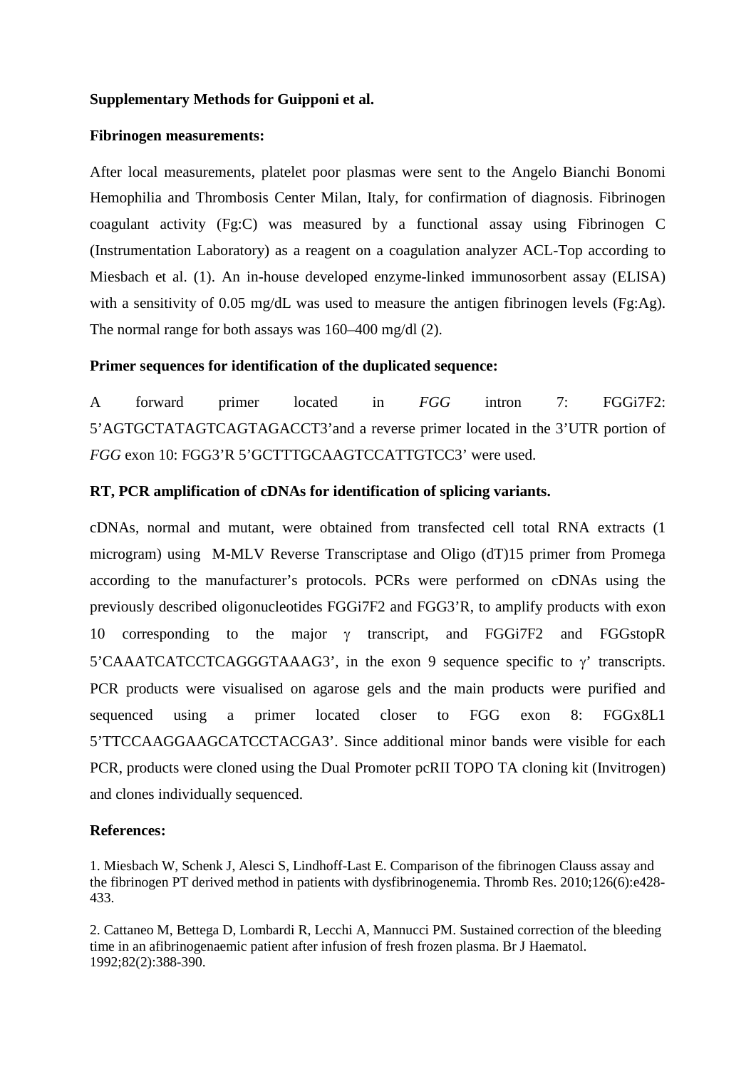**Supplementary Methods for Guipponi et al.**

**Fibrinogen measurements:**

After local measurements, platelet poor plasmas were sent to the Angelo Bianchi Bonomi Hemophilia and Thrombosis Center Milan, Italy, for confirmation of diagnosis. Fibrinogen coagulant activity (Fg:C) was measured by a functional assay using Fibrinogen C (Instrumentation Laboratory) as a reagent on a coagulation analyzer ACL-Top according to Miesbach et al. (1). An in-house developed enzyme-linked immunosorbent assay (ELISA) with a sensitivity of 0.05 mg/dL was used to measure the antigen fibrinogen levels (Fg:Ag). The normal range for both assays was 160–400 mg/dl (2).

**Primer sequences for identification of the duplicated sequence:**

A forward primer located in *FGG* intron 7: FGGi7F2: 5'AGTGCTATAGTCAGTAGACCT3'and a reverse primer located in the 3'UTR portion of *FGG* exon 10: FGG3'R 5'GCTTTGCAAGTCCATTGTCC3' were used.

**RT, PCR amplification of cDNAs for identification of splicing variants.**

cDNAs, normal and mutant, were obtained from transfected cell total RNA extracts (1 microgram) using M-MLV Reverse Transcriptase and Oligo (dT)15 primer from Promega according to the manufacturer's protocols. PCRs were performed on cDNAs using the previously described oligonucleotides FGGi7F2 and FGG3'R, to amplify products with exon 10 corresponding to the major $\gamma$ transcript, and FGGi7F2 and FGGstopR 5'CAAATCATCCTCAGGGTAAAG3', in the exon 9 sequence specific to $\gamma$' transcripts. PCR products were visualised on agarose gels and the main products were purified and sequenced using a primer located closer to FGG exon 8: FGGx8L1 5'TTCCAAGGAAGCATCCTACGA3'. Since additional minor bands were visible for each PCR, products were cloned using the Dual Promoter pcRII TOPO TA cloning kit (Invitrogen) and clones individually sequenced.

**References:**

1. Miesbach W, Schenk J, Alesci S, Lindhoff-Last E. Comparison of the fibrinogen Clauss assay and the fibrinogen PT derived method in patients with dysfibrinogenemia. Thromb Res. 2010;126(6):e428-433.

2. Cattaneo M, Bettega D, Lombardi R, Lecchi A, Mannucci PM. Sustained correction of the bleeding time in an afibrinogenaemic patient after infusion of fresh frozen plasma. Br J Haematol. 1992;82(2):388-390.